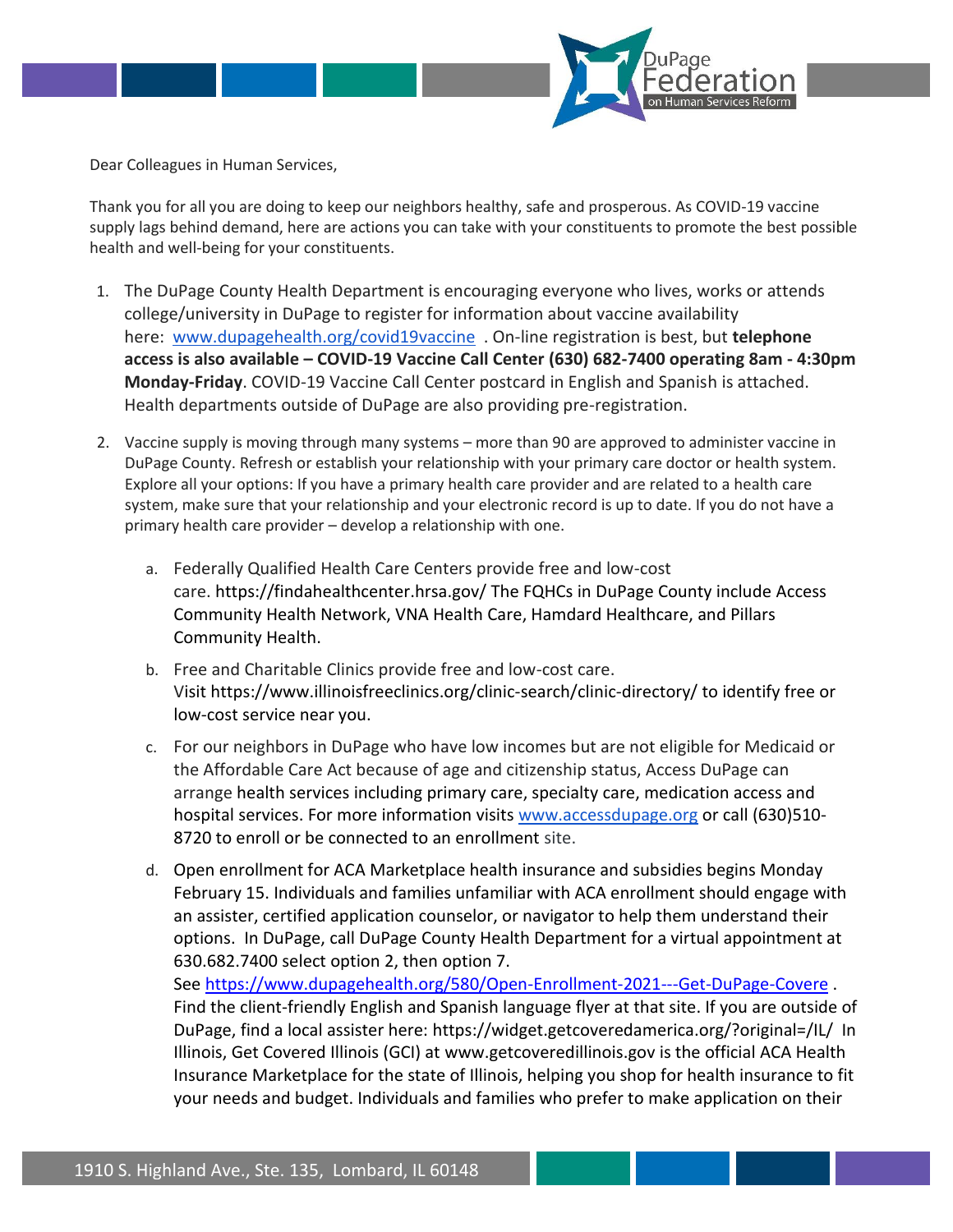Dear Colleagues in Human Services,

Thank you for all you are doing to keep our neighbors healthy, safe and prosperous. As COVID-19 vaccine supply lags behind demand, here are actions you can take with your constituents to promote the best possible health and well-being for your constituents.

1. The DuPage County Health Department is encouraging everyone who lives, works or attends college/university in DuPage to register for information about vaccine availability here: [www.dupagehealth.org/covid19vaccine](www.dupagehealth.org/covid19vaccine) . On-line registration is best, but **telephone access is also available – COVID-19 Vaccine Call Center (630) 682-7400 operating 8am - 4:30pm Monday-Friday**. COVID-19 Vaccine Call Center postcard in English and Spanish is attached. Health departments outside of DuPage are also providing pre-registration.

2. Vaccine supply is moving through many systems – more than 90 are approved to administer vaccine in DuPage County. Refresh or establish your relationship with your primary care doctor or health system. Explore all your options: If you have a primary health care provider and are related to a health care system, make sure that your relationship and your electronic record is up to date. If you do not have a primary health care provider – develop a relationship with one.

   a. Federally Qualified Health Care Centers provide free and low-cost care. https://findahealthcenter.hrsa.gov/ The FQHCs in DuPage County include Access Community Health Network, VNA Health Care, Hamdard Healthcare, and Pillars Community Health.

   b. Free and Charitable Clinics provide free and low-cost care. Visit https://www.illinoisfreeclinics.org/clinic-search/clinic-directory/ to identify free or low-cost service near you.

   c. For our neighbors in DuPage who have low incomes but are not eligible for Medicaid or the Affordable Care Act because of age and citizenship status, Access DuPage can arrange health services including primary care, specialty care, medication access and hospital services. For more information visits [www.accessdupage.org](www.accessdupage.org) or call (630)510-8720 to enroll or be connected to an enrollment site.

   d. Open enrollment for ACA Marketplace health insurance and subsidies begins Monday February 15. Individuals and families unfamiliar with ACA enrollment should engage with an assister, certified application counselor, or navigator to help them understand their options. In DuPage, call DuPage County Health Department for a virtual appointment at 630.682.7400 select option 2, then option 7.
   See [https://www.dupagehealth.org/580/Open-Enrollment-2021---Get-DuPage-Covere](https://www.dupagehealth.org/580/Open-Enrollment-2021---Get-DuPage-Covere) . Find the client-friendly English and Spanish language flyer at that site. If you are outside of DuPage, find a local assister here: https://widget.getcoveredamerica.org/?original=/IL/ In Illinois, Get Covered Illinois (GCI) at www.getcoveredillinois.gov is the official ACA Health Insurance Marketplace for the state of Illinois, helping you shop for health insurance to fit your needs and budget. Individuals and families who prefer to make application on their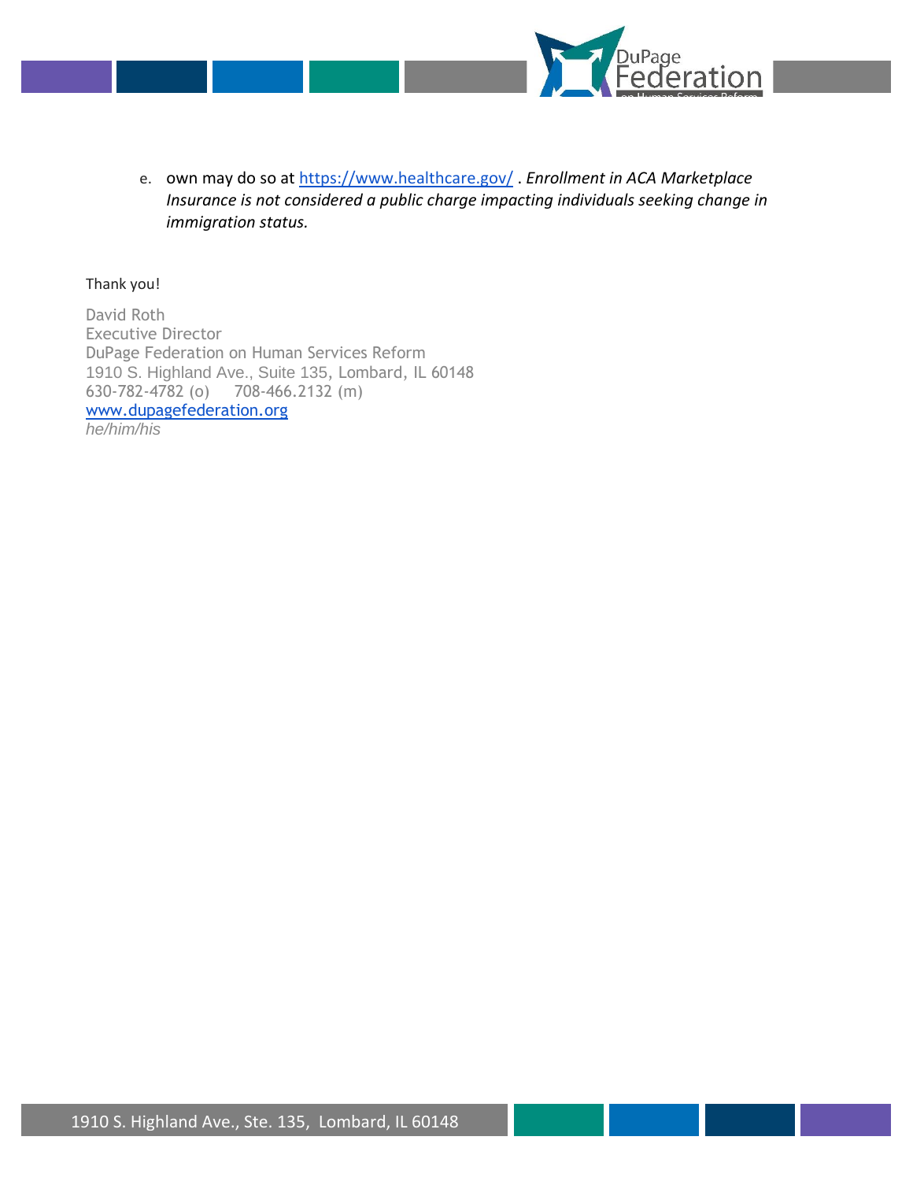e. own may do so at https://www.healthcare.gov/ . *Enrollment in ACA Marketplace Insurance is not considered a public charge impacting individuals seeking change in immigration status.*

Thank you!

David Roth
Executive Director
DuPage Federation on Human Services Reform
1910 S. Highland Ave., Suite 135, Lombard, IL 60148
630-782-4782 (o)   708-466.2132 (m)
www.dupagefederation.org
*he/him/his*